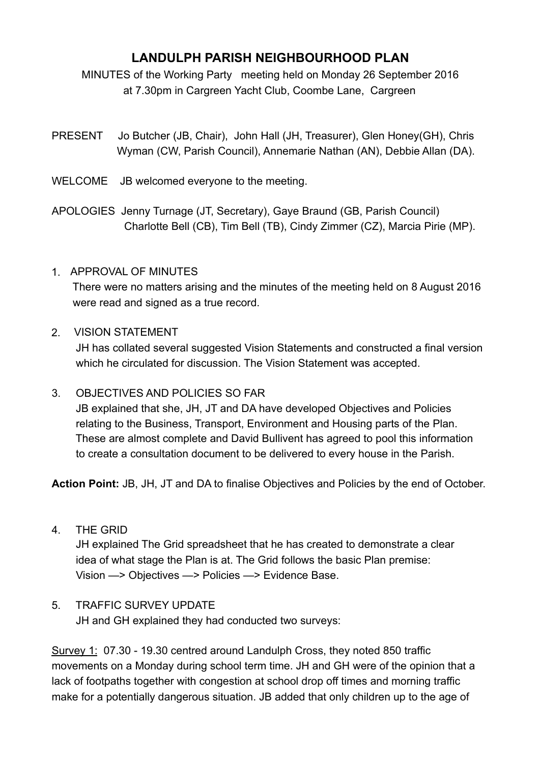# LANDULPH PARISH NEIGHBOURHOOD PLAN

MINUTES of the Working Party meeting held on Monday 26 September 2016 at 7.30pm in Cargreen Yacht Club, Coombe Lane, Cargreen

PRESENT Jo Butcher (JB, Chair), John Hall (JH, Treasurer), Glen Honey(GH), Chris Wyman (CW, Parish Council), Annemarie Nathan (AN), Debbie Allan (DA).

WELCOME JB welcomed everyone to the meeting.

APOLOGIES Jenny Turnage (JT, Secretary), Gaye Braund (GB, Parish Council) Charlotte Bell (CB), Tim Bell (TB), Cindy Zimmer (CZ), Marcia Pirie (MP).

1. APPROVAL OF MINUTES
   There were no matters arising and the minutes of the meeting held on 8 August 2016 were read and signed as a true record.

2. VISION STATEMENT
   JH has collated several suggested Vision Statements and constructed a final version which he circulated for discussion. The Vision Statement was accepted.

3. OBJECTIVES AND POLICIES SO FAR
   JB explained that she, JH, JT and DA have developed Objectives and Policies relating to the Business, Transport, Environment and Housing parts of the Plan. These are almost complete and David Bullivent has agreed to pool this information to create a consultation document to be delivered to every house in the Parish.

**Action Point:** JB, JH, JT and DA to finalise Objectives and Policies by the end of October.

4. THE GRID
   JH explained The Grid spreadsheet that he has created to demonstrate a clear idea of what stage the Plan is at. The Grid follows the basic Plan premise: Vision —> Objectives —> Policies —> Evidence Base.

5. TRAFFIC SURVEY UPDATE
   JH and GH explained they had conducted two surveys:

<u>Survey 1:</u> 07.30 - 19.30 centred around Landulph Cross, they noted 850 traffic movements on a Monday during school term time. JH and GH were of the opinion that a lack of footpaths together with congestion at school drop off times and morning traffic make for a potentially dangerous situation. JB added that only children up to the age of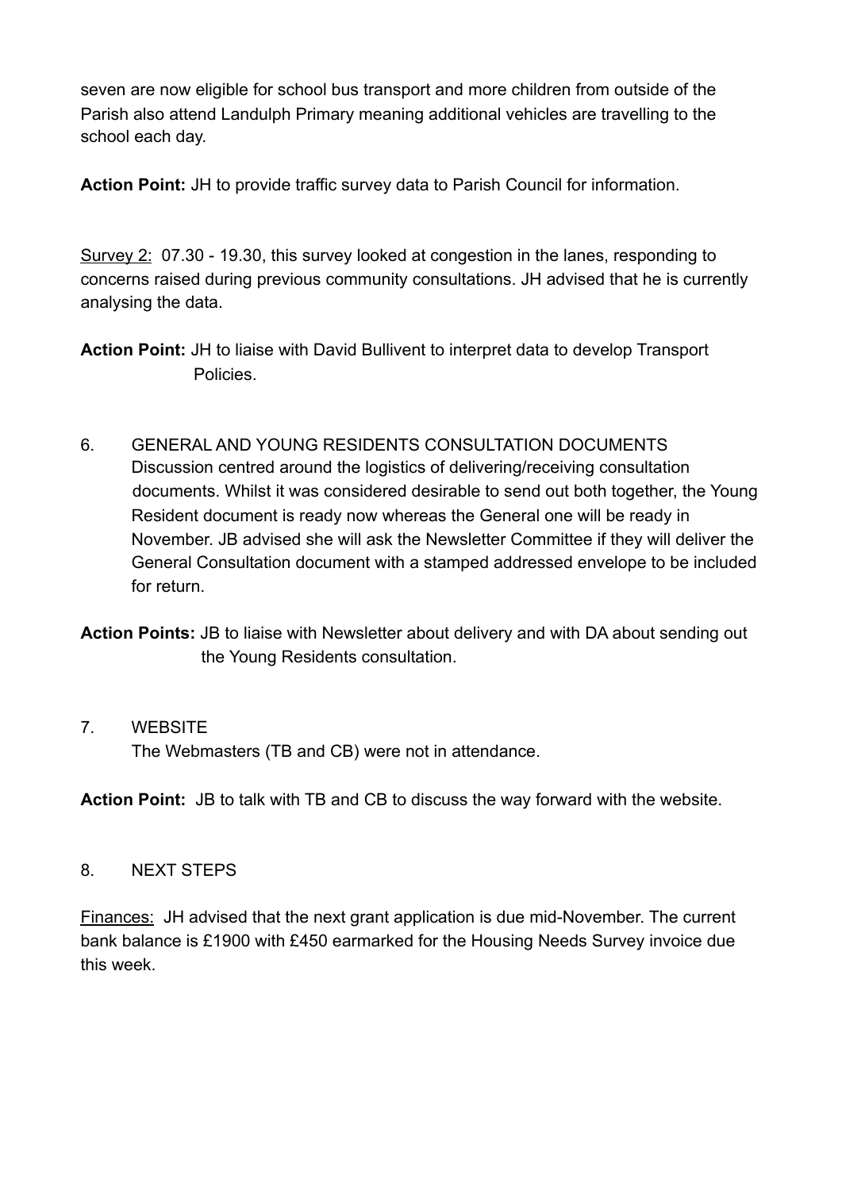seven are now eligible for school bus transport and more children from outside of the Parish also attend Landulph Primary meaning additional vehicles are travelling to the school each day.

**Action Point:** JH to provide traffic survey data to Parish Council for information.

Survey 2: 07.30 - 19.30, this survey looked at congestion in the lanes, responding to concerns raised during previous community consultations. JH advised that he is currently analysing the data.

**Action Point:** JH to liaise with David Bullivent to interpret data to develop Transport Policies.

6. GENERAL AND YOUNG RESIDENTS CONSULTATION DOCUMENTS
   Discussion centred around the logistics of delivering/receiving consultation documents. Whilst it was considered desirable to send out both together, the Young Resident document is ready now whereas the General one will be ready in November. JB advised she will ask the Newsletter Committee if they will deliver the General Consultation document with a stamped addressed envelope to be included for return.

**Action Points:** JB to liaise with Newsletter about delivery and with DA about sending out the Young Residents consultation.

7. WEBSITE
   The Webmasters (TB and CB) were not in attendance.

**Action Point:** JB to talk with TB and CB to discuss the way forward with the website.

8. NEXT STEPS

Finances: JH advised that the next grant application is due mid-November. The current bank balance is £1900 with £450 earmarked for the Housing Needs Survey invoice due this week.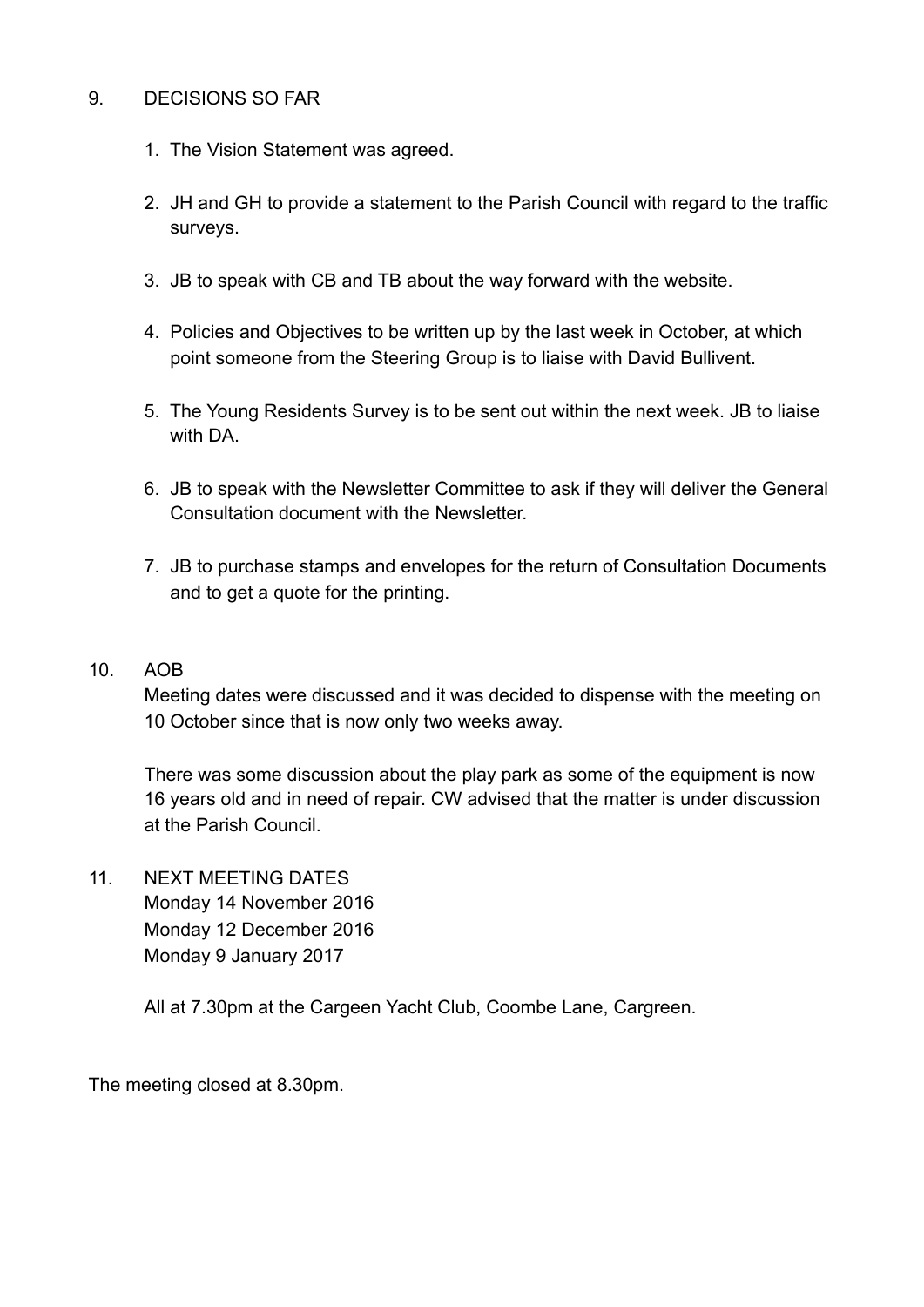9. DECISIONS SO FAR

1. The Vision Statement was agreed.
2. JH and GH to provide a statement to the Parish Council with regard to the traffic surveys.
3. JB to speak with CB and TB about the way forward with the website.
4. Policies and Objectives to be written up by the last week in October, at which point someone from the Steering Group is to liaise with David Bullivent.
5. The Young Residents Survey is to be sent out within the next week. JB to liaise with DA.
6. JB to speak with the Newsletter Committee to ask if they will deliver the General Consultation document with the Newsletter.
7. JB to purchase stamps and envelopes for the return of Consultation Documents and to get a quote for the printing.

10. AOB

Meeting dates were discussed and it was decided to dispense with the meeting on 10 October since that is now only two weeks away.

There was some discussion about the play park as some of the equipment is now 16 years old and in need of repair. CW advised that the matter is under discussion at the Parish Council.

11. NEXT MEETING DATES

Monday 14 November 2016
Monday 12 December 2016
Monday 9 January 2017

All at 7.30pm at the Cargeen Yacht Club, Coombe Lane, Cargreen.

The meeting closed at 8.30pm.